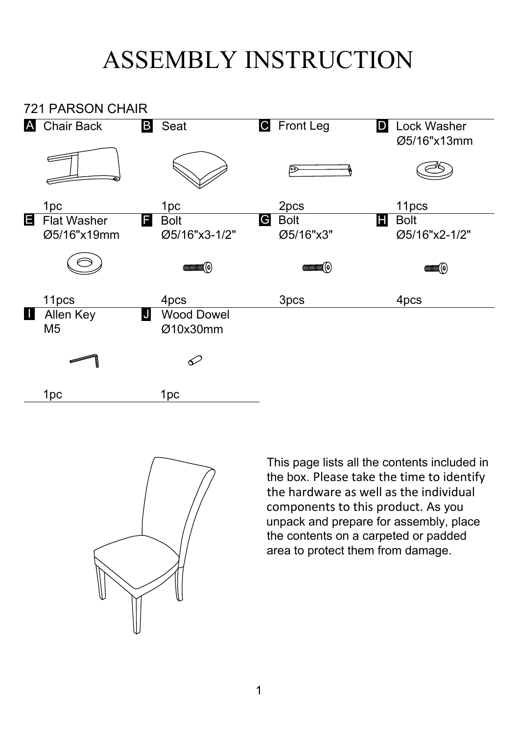# ASSEMBLY INSTRUCTION

## 721 PARSON CHAIR

| A Chair Back | B Seat | C Front Leg | D Lock Washer Ø5/16"x13mm |
|---|---|---|---|
| 1pc | 1pc | 2pcs | 11pcs |
| **E** Flat Washer Ø5/16"x19mm | **F** Bolt Ø5/16"x3-1/2" | **G** Bolt Ø5/16"x3" | **H** Bolt Ø5/16"x2-1/2" |
| 11pcs | 4pcs | 3pcs | 4pcs |
| **I** Allen Key M5 | **J** Wood Dowel Ø10x30mm | | |
| 1pc | 1pc | | |

This page lists all the contents included in the box. Please take the time to identify the hardware as well as the individual components to this product. As you unpack and prepare for assembly, place the contents on a carpeted or padded area to protect them from damage.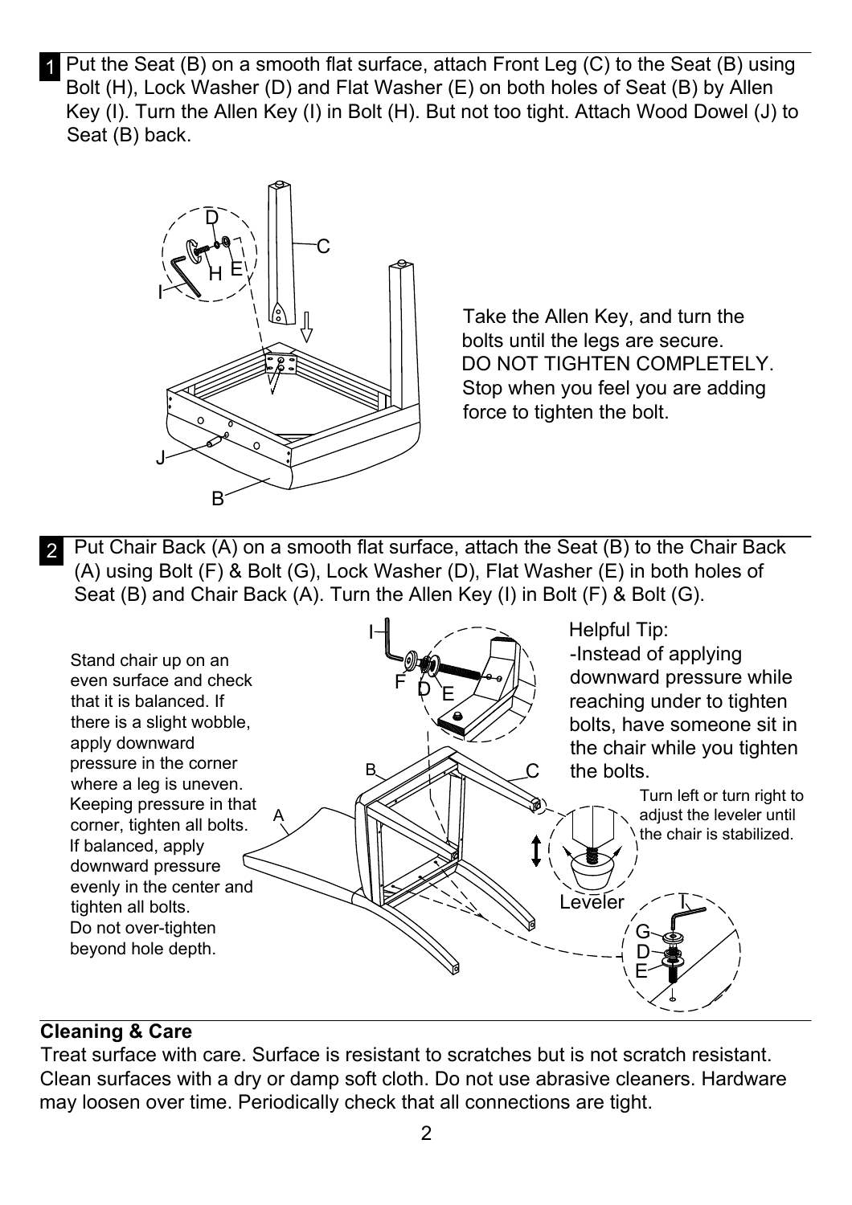**1** Put the Seat (B) on a smooth flat surface, attach Front Leg (C) to the Seat (B) using Bolt (H), Lock Washer (D) and Flat Washer (E) on both holes of Seat (B) by Allen Key (I). Turn the Allen Key (I) in Bolt (H). But not too tight. Attach Wood Dowel (J) to Seat (B) back.

D
C
H E
I
J
B

Take the Allen Key, and turn the bolts until the legs are secure.
DO NOT TIGHTEN COMPLETELY.
Stop when you feel you are adding force to tighten the bolt.

**2** Put Chair Back (A) on a smooth flat surface, attach the Seat (B) to the Chair Back (A) using Bolt (F) & Bolt (G), Lock Washer (D), Flat Washer (E) in both holes of Seat (B) and Chair Back (A). Turn the Allen Key (I) in Bolt (F) & Bolt (G).

Stand chair up on an even surface and check that it is balanced. If there is a slight wobble, apply downward pressure in the corner where a leg is uneven. Keeping pressure in that corner, tighten all bolts. If balanced, apply downward pressure evenly in the center and tighten all bolts. Do not over-tighten beyond hole depth.

I
F D E
B
C
A

Helpful Tip:
-Instead of applying downward pressure while reaching under to tighten bolts, have someone sit in the chair while you tighten the bolts.

Turn left or turn right to adjust the leveler until the chair is stabilized.

Leveler
I
G
D
E

## Cleaning & Care

Treat surface with care. Surface is resistant to scratches but is not scratch resistant. Clean surfaces with a dry or damp soft cloth. Do not use abrasive cleaners. Hardware may loosen over time. Periodically check that all connections are tight.